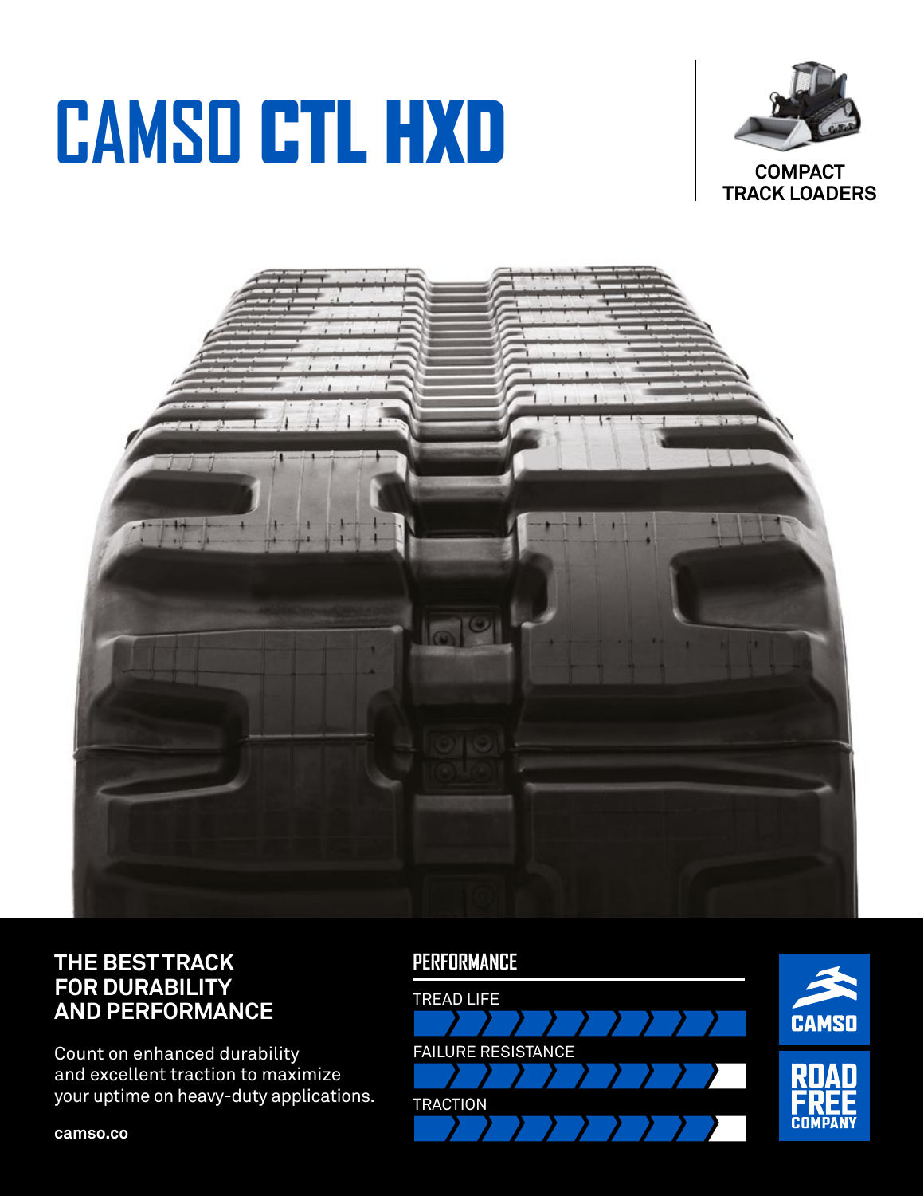# CAMSO CTL HXD

COMPACT TRACK LOADERS

## THE BEST TRACK FOR DURABILITY AND PERFORMANCE

Count on enhanced durability and excellent traction to maximize your uptime on heavy-duty applications.

camso.co

### PERFORMANCE

TREAD LIFE

FAILURE RESISTANCE

TRACTION

CAMSO

ROAD FREE COMPANY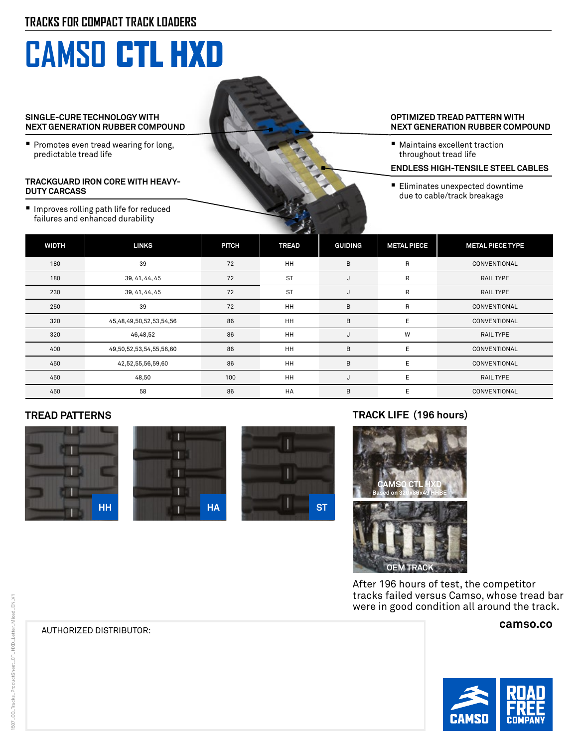TRACKS FOR COMPACT TRACK LOADERS

# CAMSO CTL HXD

### SINGLE-CURE TECHNOLOGY WITH NEXT GENERATION RUBBER COMPOUND

- Promotes even tread wearing for long, predictable tread life

### TRACKGUARD IRON CORE WITH HEAVY-DUTY CARCASS

- Improves rolling path life for reduced failures and enhanced durability

### OPTIMIZED TREAD PATTERN WITH NEXT GENERATION RUBBER COMPOUND

- Maintains excellent traction throughout tread life

### ENDLESS HIGH-TENSILE STEEL CABLES

- Eliminates unexpected downtime due to cable/track breakage

| WIDTH | LINKS | PITCH | TREAD | GUIDING | METAL PIECE | METAL PIECE TYPE |
|---|---|---|---|---|---|---|
| 180 | 39 | 72 | HH | B | R | CONVENTIONAL |
| 180 | 39, 41, 44, 45 | 72 | ST | J | R | RAIL TYPE |
| 230 | 39, 41, 44, 45 | 72 | ST | J | R | RAIL TYPE |
| 250 | 39 | 72 | HH | B | R | CONVENTIONAL |
| 320 | 45,48,49,50,52,53,54,56 | 86 | HH | B | E | CONVENTIONAL |
| 320 | 46,48,52 | 86 | HH | J | W | RAIL TYPE |
| 400 | 49,50,52,53,54,55,56,60 | 86 | HH | B | E | CONVENTIONAL |
| 450 | 42,52,55,56,59,60 | 86 | HH | B | E | CONVENTIONAL |
| 450 | 48,50 | 100 | HH | J | E | RAIL TYPE |
| 450 | 58 | 86 | HA | B | E | CONVENTIONAL |

## TREAD PATTERNS

HH

HA

ST

## TRACK LIFE (196 hours)

CAMSO CTL HXD
Based on 320x86x49 HHBE

OEM TRACK

After 196 hours of test, the competitor tracks failed versus Camso, whose tread bar were in good condition all around the track.

AUTHORIZED DISTRIBUTOR:

camso.co

CAMSO

ROAD FREE COMPANY

1507_CO_Tracks_ProductSheet_CTL HXD_Letter_Mixed_EN_V1